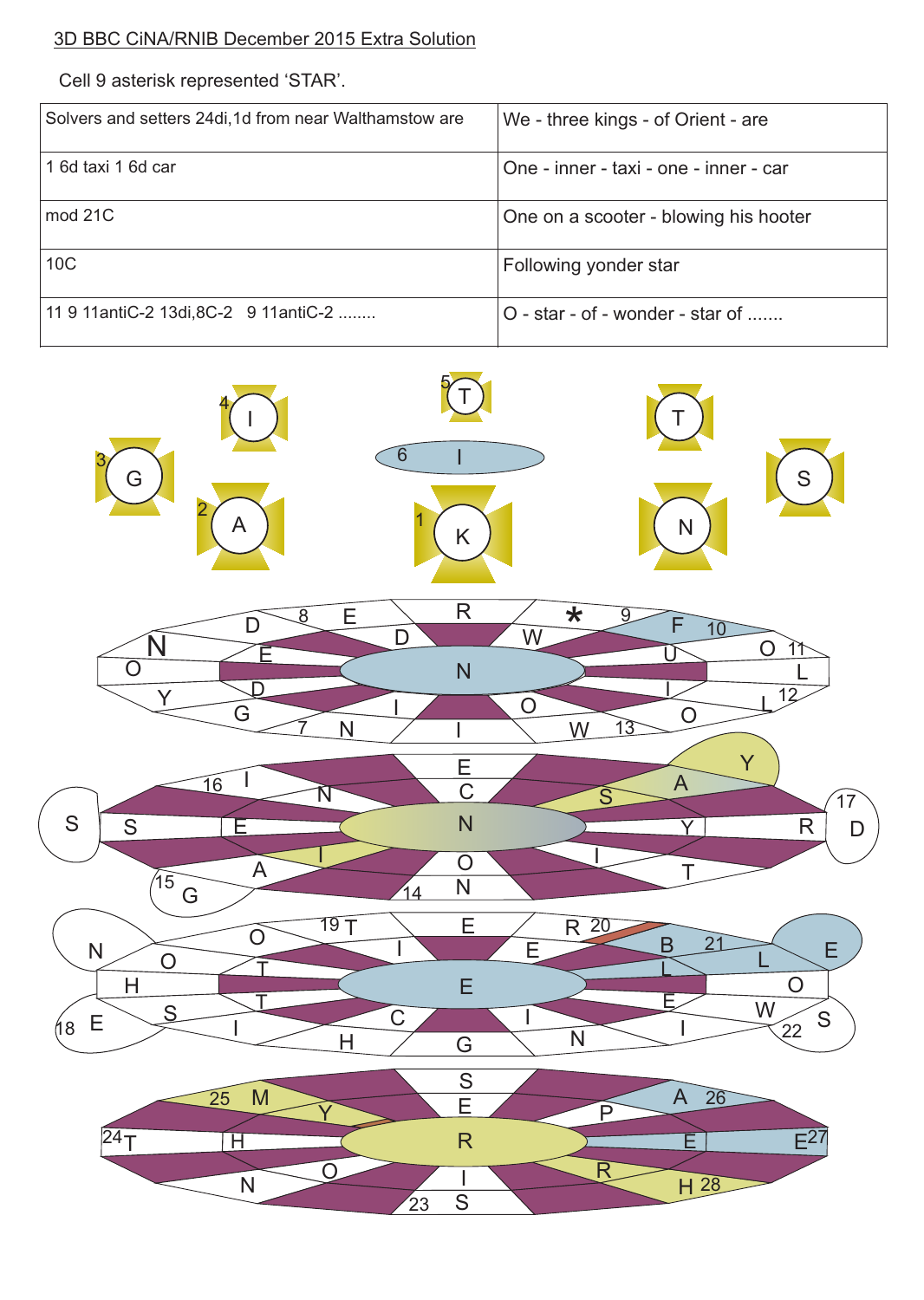3D BBC CiNA/RNIB December 2015 Extra Solution

Cell 9 asterisk represented 'STAR'.

| | |
|---|---|
| Solvers and setters 24di,1d from near Walthamstow are | We - three kings - of Orient - are |
| 1 6d taxi 1 6d car | One - inner - taxi - one - inner - car |
| mod 21C | One on a scooter - blowing his hooter |
| 10C | Following yonder star |
| 11 9 11antiC-2 13di,8C-2 9 11antiC-2 ........ | O - star - of - wonder - star of ....... |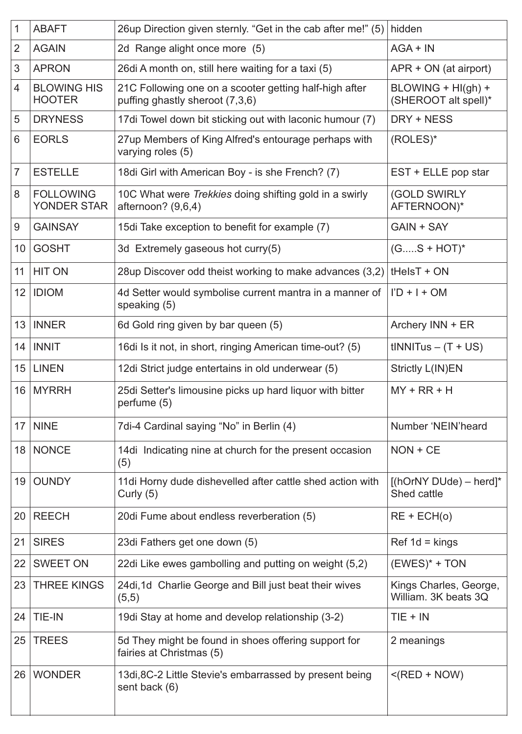| | | | |
|---|---|---|---|
| 1 | ABAFT | 26up Direction given sternly. “Get in the cab after me!” (5) | hidden |
| 2 | AGAIN | 2d Range alight once more (5) | AGA + IN |
| 3 | APRON | 26di A month on, still here waiting for a taxi (5) | APR + ON (at airport) |
| 4 | BLOWING HIS HOOTER | 21C Following one on a scooter getting half-high after puffing ghastly sheroot (7,3,6) | BLOWING + HI(gh) + (SHEROOT alt spell)* |
| 5 | DRYNESS | 17di Towel down bit sticking out with laconic humour (7) | DRY + NESS |
| 6 | EORLS | 27up Members of King Alfred's entourage perhaps with varying roles (5) | (ROLES)* |
| 7 | ESTELLE | 18di Girl with American Boy - is she French? (7) | EST + ELLE pop star |
| 8 | FOLLOWING YONDER STAR | 10C What were *Trekkies* doing shifting gold in a swirly afternoon? (9,6,4) | (GOLD SWIRLY AFTERNOON)* |
| 9 | GAINSAY | 15di Take exception to benefit for example (7) | GAIN + SAY |
| 10 | GOSHT | 3d Extremely gaseous hot curry(5) | (G.....S + HOT)* |
| 11 | HIT ON | 28up Discover odd theist working to make advances (3,2) | tHeIsT + ON |
| 12 | IDIOM | 4d Setter would symbolise current mantra in a manner of speaking (5) | I'D + I + OM |
| 13 | INNER | 6d Gold ring given by bar queen (5) | Archery INN + ER |
| 14 | INNIT | 16di Is it not, in short, ringing American time-out? (5) | tINNITus – (T + US) |
| 15 | LINEN | 12di Strict judge entertains in old underwear (5) | Strictly L(IN)EN |
| 16 | MYRRH | 25di Setter's limousine picks up hard liquor with bitter perfume (5) | MY + RR + H |
| 17 | NINE | 7di-4 Cardinal saying “No” in Berlin (4) | Number ‘NEIN’heard |
| 18 | NONCE | 14di Indicating nine at church for the present occasion (5) | NON + CE |
| 19 | OUNDY | 11di Horny dude dishevelled after cattle shed action with Curly (5) | [(hOrNY DUde) – herd]* Shed cattle |
| 20 | REECH | 20di Fume about endless reverberation (5) | RE + ECH(o) |
| 21 | SIRES | 23di Fathers get one down (5) | Ref 1d = kings |
| 22 | SWEET ON | 22di Like ewes gambolling and putting on weight (5,2) | (EWES)* + TON |
| 23 | THREE KINGS | 24di,1d Charlie George and Bill just beat their wives (5,5) | Kings Charles, George, William. 3K beats 3Q |
| 24 | TIE-IN | 19di Stay at home and develop relationship (3-2) | TIE + IN |
| 25 | TREES | 5d They might be found in shoes offering support for fairies at Christmas (5) | 2 meanings |
| 26 | WONDER | 13di,8C-2 Little Stevie's embarrassed by present being sent back (6) | <(RED + NOW) |